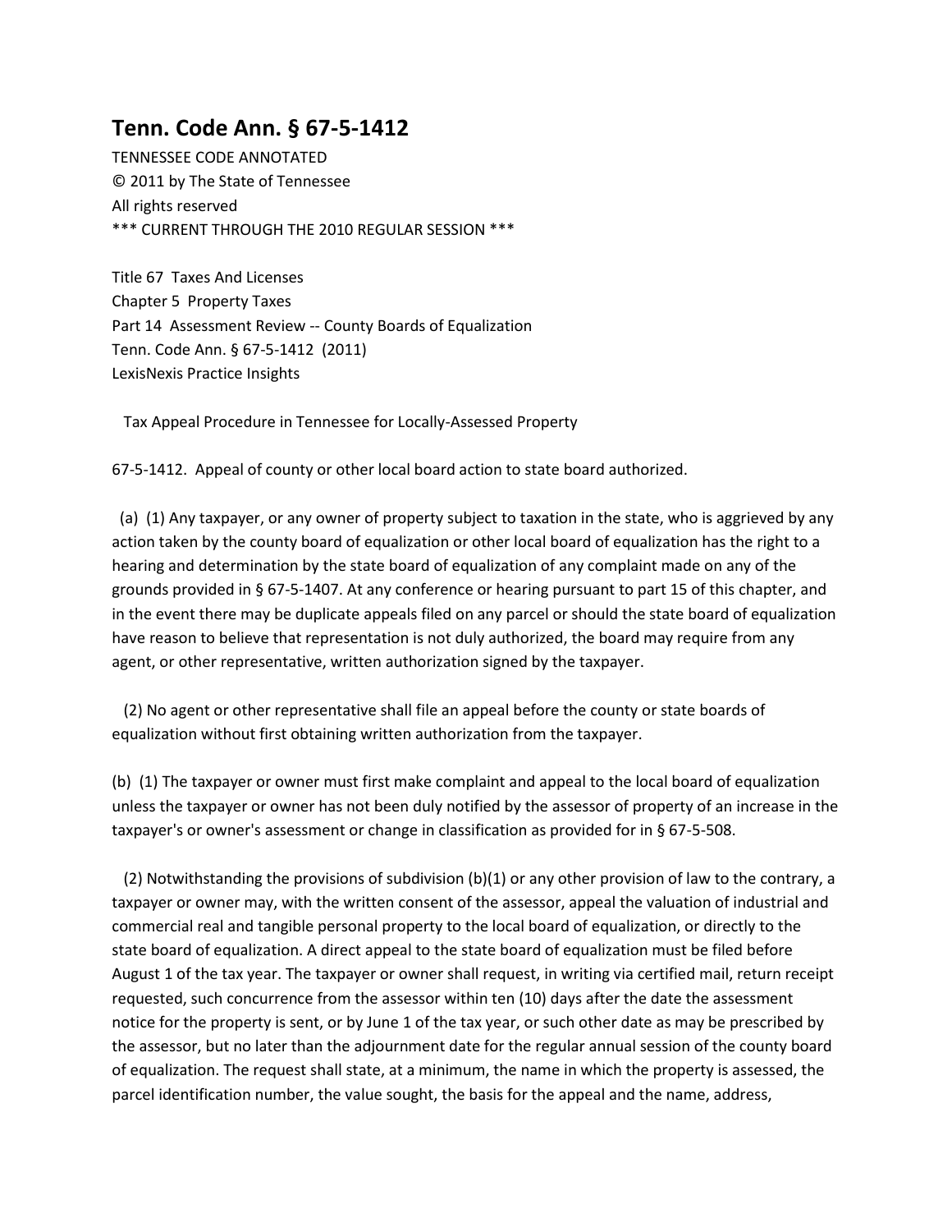# Tenn. Code Ann. § 67-5-1412

TENNESSEE CODE ANNOTATED
© 2011 by The State of Tennessee
All rights reserved
*** CURRENT THROUGH THE 2010 REGULAR SESSION ***

Title 67 Taxes And Licenses
Chapter 5 Property Taxes
Part 14 Assessment Review -- County Boards of Equalization
Tenn. Code Ann. § 67-5-1412 (2011)
LexisNexis Practice Insights

Tax Appeal Procedure in Tennessee for Locally-Assessed Property

67-5-1412. Appeal of county or other local board action to state board authorized.

(a) (1) Any taxpayer, or any owner of property subject to taxation in the state, who is aggrieved by any action taken by the county board of equalization or other local board of equalization has the right to a hearing and determination by the state board of equalization of any complaint made on any of the grounds provided in § 67-5-1407. At any conference or hearing pursuant to part 15 of this chapter, and in the event there may be duplicate appeals filed on any parcel or should the state board of equalization have reason to believe that representation is not duly authorized, the board may require from any agent, or other representative, written authorization signed by the taxpayer.

(2) No agent or other representative shall file an appeal before the county or state boards of equalization without first obtaining written authorization from the taxpayer.

(b) (1) The taxpayer or owner must first make complaint and appeal to the local board of equalization unless the taxpayer or owner has not been duly notified by the assessor of property of an increase in the taxpayer's or owner's assessment or change in classification as provided for in § 67-5-508.

(2) Notwithstanding the provisions of subdivision (b)(1) or any other provision of law to the contrary, a taxpayer or owner may, with the written consent of the assessor, appeal the valuation of industrial and commercial real and tangible personal property to the local board of equalization, or directly to the state board of equalization. A direct appeal to the state board of equalization must be filed before August 1 of the tax year. The taxpayer or owner shall request, in writing via certified mail, return receipt requested, such concurrence from the assessor within ten (10) days after the date the assessment notice for the property is sent, or by June 1 of the tax year, or such other date as may be prescribed by the assessor, but no later than the adjournment date for the regular annual session of the county board of equalization. The request shall state, at a minimum, the name in which the property is assessed, the parcel identification number, the value sought, the basis for the appeal and the name, address,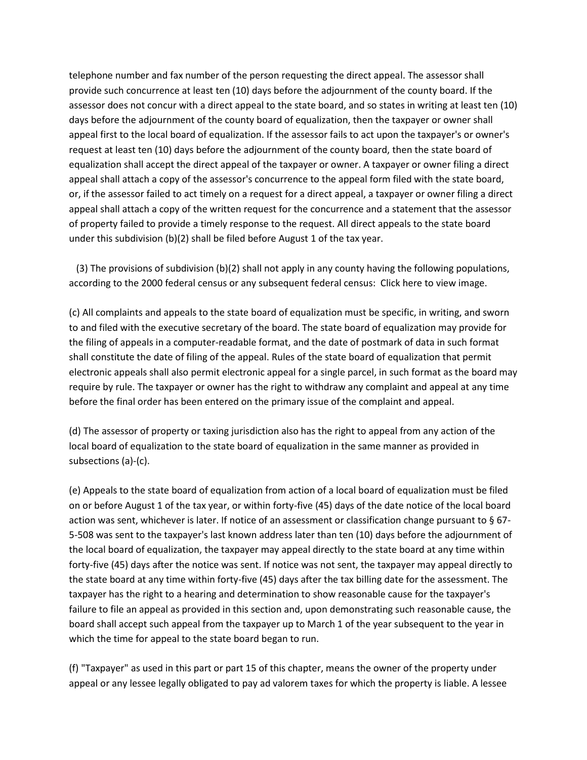telephone number and fax number of the person requesting the direct appeal. The assessor shall provide such concurrence at least ten (10) days before the adjournment of the county board. If the assessor does not concur with a direct appeal to the state board, and so states in writing at least ten (10) days before the adjournment of the county board of equalization, then the taxpayer or owner shall appeal first to the local board of equalization. If the assessor fails to act upon the taxpayer's or owner's request at least ten (10) days before the adjournment of the county board, then the state board of equalization shall accept the direct appeal of the taxpayer or owner. A taxpayer or owner filing a direct appeal shall attach a copy of the assessor's concurrence to the appeal form filed with the state board, or, if the assessor failed to act timely on a request for a direct appeal, a taxpayer or owner filing a direct appeal shall attach a copy of the written request for the concurrence and a statement that the assessor of property failed to provide a timely response to the request. All direct appeals to the state board under this subdivision (b)(2) shall be filed before August 1 of the tax year.

(3) The provisions of subdivision (b)(2) shall not apply in any county having the following populations, according to the 2000 federal census or any subsequent federal census: Click here to view image.

(c) All complaints and appeals to the state board of equalization must be specific, in writing, and sworn to and filed with the executive secretary of the board. The state board of equalization may provide for the filing of appeals in a computer-readable format, and the date of postmark of data in such format shall constitute the date of filing of the appeal. Rules of the state board of equalization that permit electronic appeals shall also permit electronic appeal for a single parcel, in such format as the board may require by rule. The taxpayer or owner has the right to withdraw any complaint and appeal at any time before the final order has been entered on the primary issue of the complaint and appeal.

(d) The assessor of property or taxing jurisdiction also has the right to appeal from any action of the local board of equalization to the state board of equalization in the same manner as provided in subsections (a)-(c).

(e) Appeals to the state board of equalization from action of a local board of equalization must be filed on or before August 1 of the tax year, or within forty-five (45) days of the date notice of the local board action was sent, whichever is later. If notice of an assessment or classification change pursuant to § 67-5-508 was sent to the taxpayer's last known address later than ten (10) days before the adjournment of the local board of equalization, the taxpayer may appeal directly to the state board at any time within forty-five (45) days after the notice was sent. If notice was not sent, the taxpayer may appeal directly to the state board at any time within forty-five (45) days after the tax billing date for the assessment. The taxpayer has the right to a hearing and determination to show reasonable cause for the taxpayer's failure to file an appeal as provided in this section and, upon demonstrating such reasonable cause, the board shall accept such appeal from the taxpayer up to March 1 of the year subsequent to the year in which the time for appeal to the state board began to run.

(f) "Taxpayer" as used in this part or part 15 of this chapter, means the owner of the property under appeal or any lessee legally obligated to pay ad valorem taxes for which the property is liable. A lessee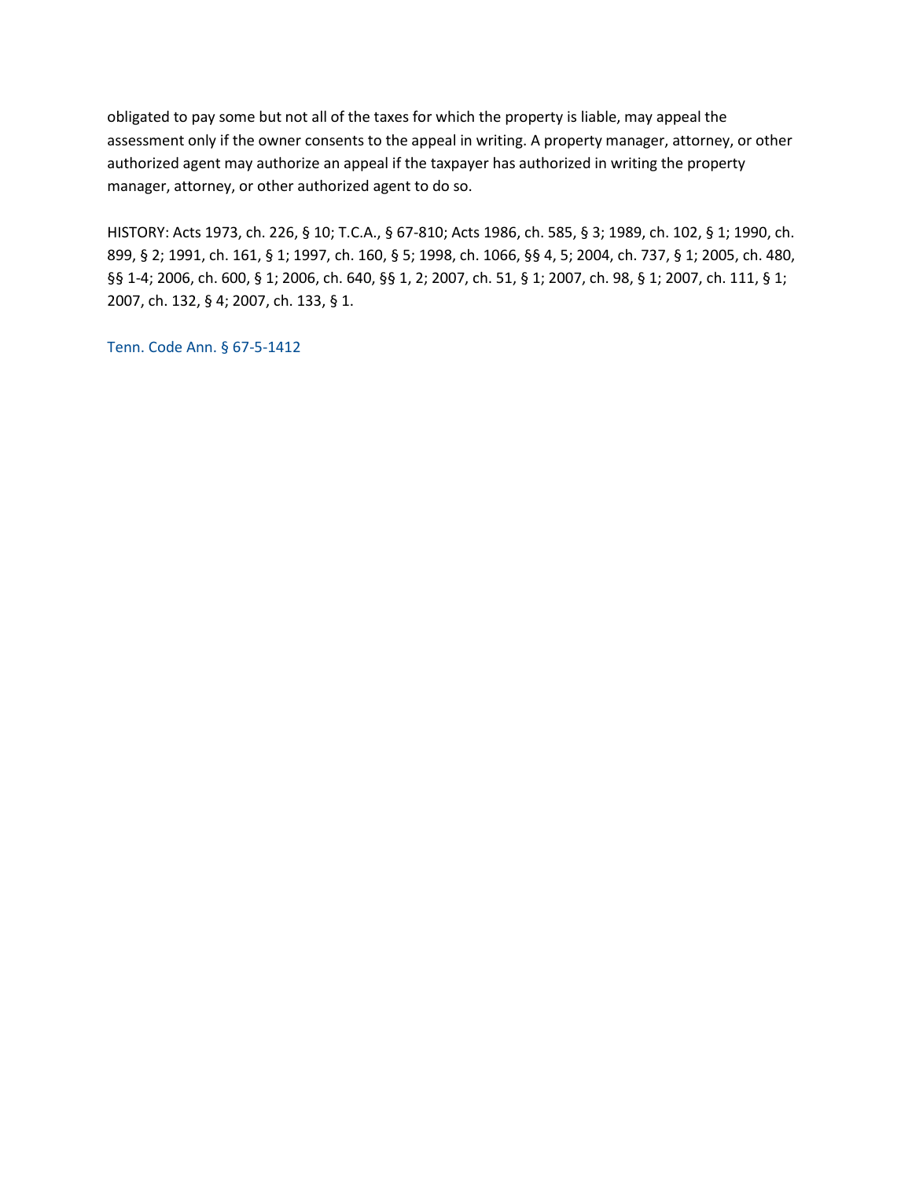obligated to pay some but not all of the taxes for which the property is liable, may appeal the assessment only if the owner consents to the appeal in writing. A property manager, attorney, or other authorized agent may authorize an appeal if the taxpayer has authorized in writing the property manager, attorney, or other authorized agent to do so.

HISTORY: Acts 1973, ch. 226, § 10; T.C.A., § 67-810; Acts 1986, ch. 585, § 3; 1989, ch. 102, § 1; 1990, ch. 899, § 2; 1991, ch. 161, § 1; 1997, ch. 160, § 5; 1998, ch. 1066, §§ 4, 5; 2004, ch. 737, § 1; 2005, ch. 480, §§ 1-4; 2006, ch. 600, § 1; 2006, ch. 640, §§ 1, 2; 2007, ch. 51, § 1; 2007, ch. 98, § 1; 2007, ch. 111, § 1; 2007, ch. 132, § 4; 2007, ch. 133, § 1.

Tenn. Code Ann. § 67-5-1412